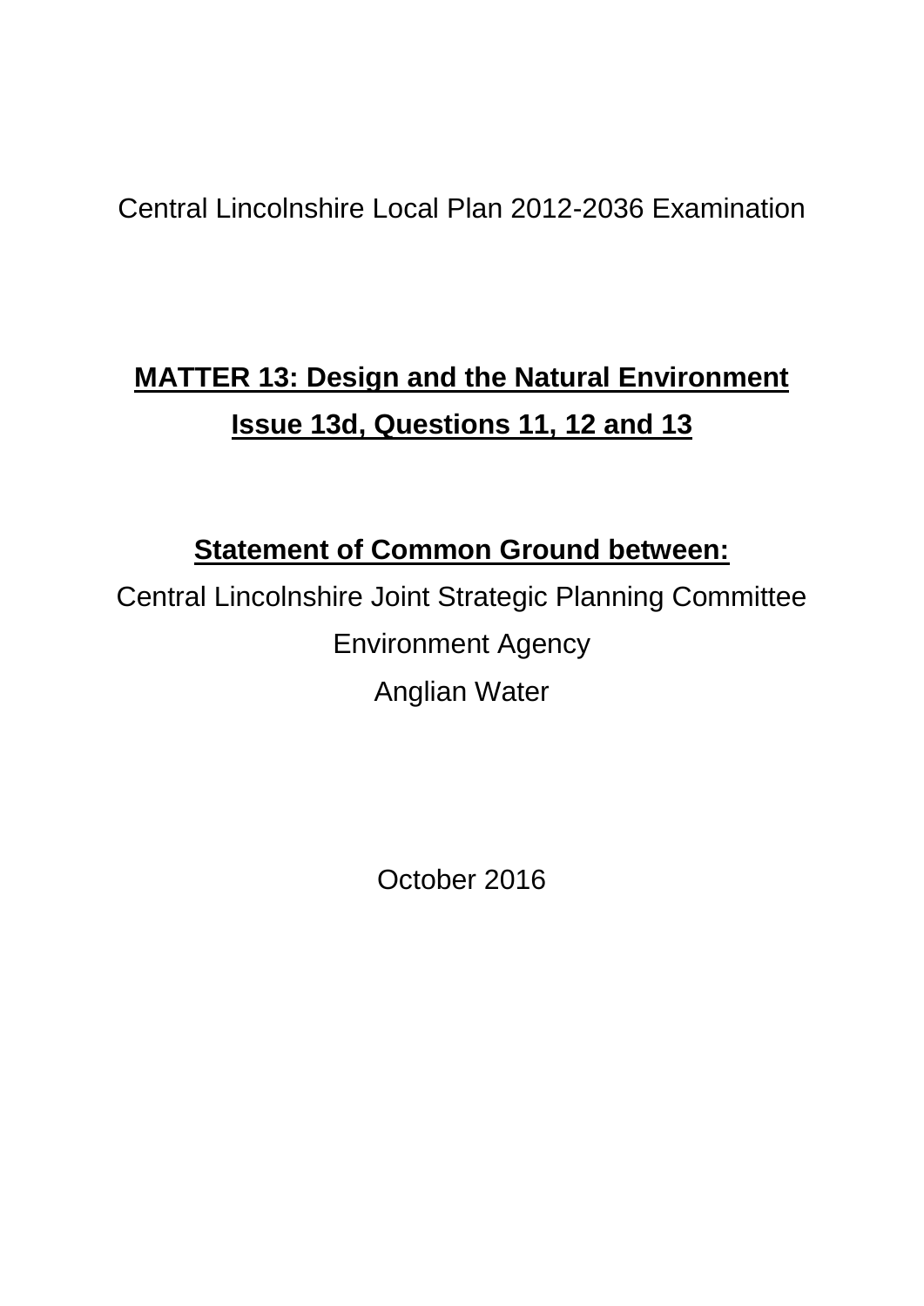Central Lincolnshire Local Plan 2012-2036 Examination

# MATTER 13: Design and the Natural Environment
# Issue 13d, Questions 11, 12 and 13

## Statement of Common Ground between:

Central Lincolnshire Joint Strategic Planning Committee

Environment Agency

Anglian Water

October 2016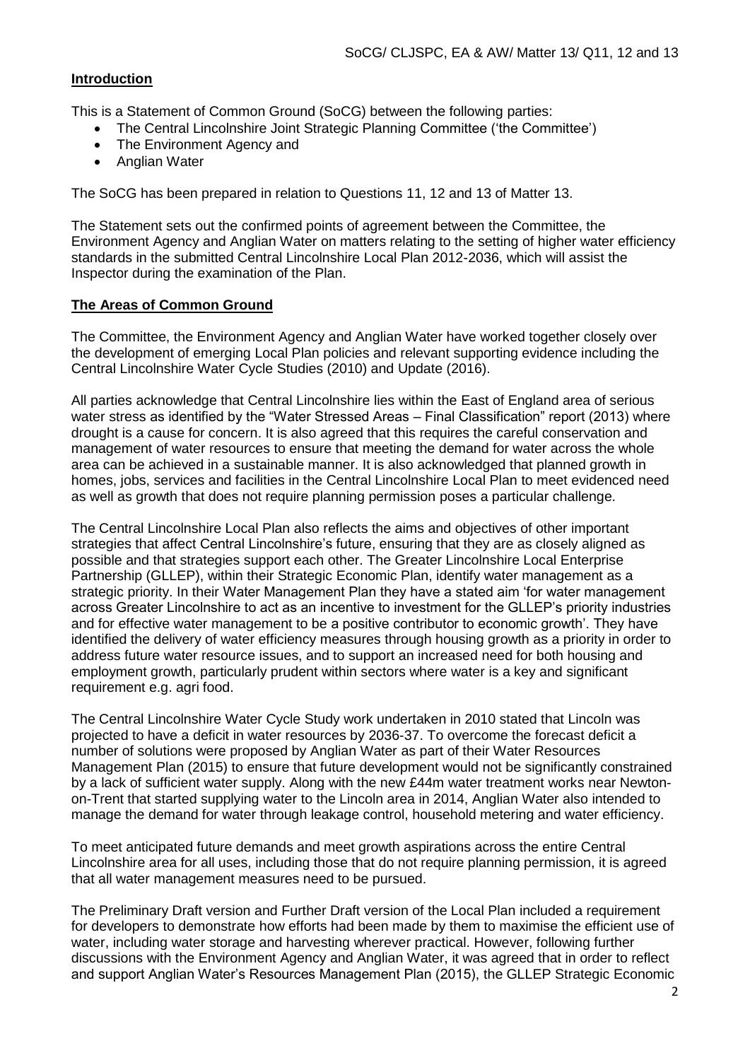## Introduction

This is a Statement of Common Ground (SoCG) between the following parties:

- The Central Lincolnshire Joint Strategic Planning Committee ('the Committee')
- The Environment Agency and
- Anglian Water

The SoCG has been prepared in relation to Questions 11, 12 and 13 of Matter 13.

The Statement sets out the confirmed points of agreement between the Committee, the Environment Agency and Anglian Water on matters relating to the setting of higher water efficiency standards in the submitted Central Lincolnshire Local Plan 2012-2036, which will assist the Inspector during the examination of the Plan.

## The Areas of Common Ground

The Committee, the Environment Agency and Anglian Water have worked together closely over the development of emerging Local Plan policies and relevant supporting evidence including the Central Lincolnshire Water Cycle Studies (2010) and Update (2016).

All parties acknowledge that Central Lincolnshire lies within the East of England area of serious water stress as identified by the "Water Stressed Areas – Final Classification" report (2013) where drought is a cause for concern. It is also agreed that this requires the careful conservation and management of water resources to ensure that meeting the demand for water across the whole area can be achieved in a sustainable manner. It is also acknowledged that planned growth in homes, jobs, services and facilities in the Central Lincolnshire Local Plan to meet evidenced need as well as growth that does not require planning permission poses a particular challenge.

The Central Lincolnshire Local Plan also reflects the aims and objectives of other important strategies that affect Central Lincolnshire's future, ensuring that they are as closely aligned as possible and that strategies support each other. The Greater Lincolnshire Local Enterprise Partnership (GLLEP), within their Strategic Economic Plan, identify water management as a strategic priority. In their Water Management Plan they have a stated aim 'for water management across Greater Lincolnshire to act as an incentive to investment for the GLLEP's priority industries and for effective water management to be a positive contributor to economic growth'. They have identified the delivery of water efficiency measures through housing growth as a priority in order to address future water resource issues, and to support an increased need for both housing and employment growth, particularly prudent within sectors where water is a key and significant requirement e.g. agri food.

The Central Lincolnshire Water Cycle Study work undertaken in 2010 stated that Lincoln was projected to have a deficit in water resources by 2036-37. To overcome the forecast deficit a number of solutions were proposed by Anglian Water as part of their Water Resources Management Plan (2015) to ensure that future development would not be significantly constrained by a lack of sufficient water supply. Along with the new £44m water treatment works near Newton-on-Trent that started supplying water to the Lincoln area in 2014, Anglian Water also intended to manage the demand for water through leakage control, household metering and water efficiency.

To meet anticipated future demands and meet growth aspirations across the entire Central Lincolnshire area for all uses, including those that do not require planning permission, it is agreed that all water management measures need to be pursued.

The Preliminary Draft version and Further Draft version of the Local Plan included a requirement for developers to demonstrate how efforts had been made by them to maximise the efficient use of water, including water storage and harvesting wherever practical. However, following further discussions with the Environment Agency and Anglian Water, it was agreed that in order to reflect and support Anglian Water's Resources Management Plan (2015), the GLLEP Strategic Economic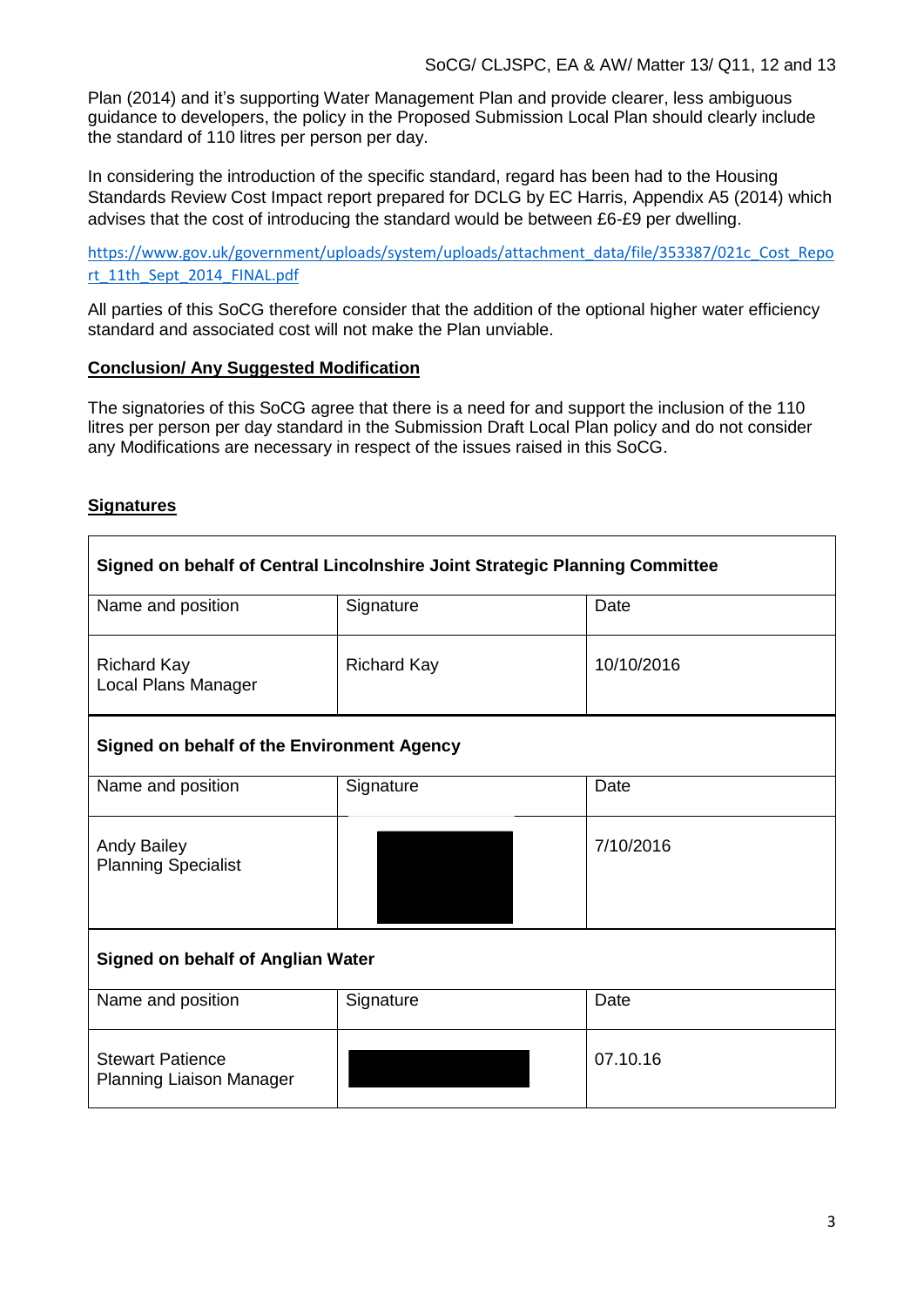Plan (2014) and it's supporting Water Management Plan and provide clearer, less ambiguous guidance to developers, the policy in the Proposed Submission Local Plan should clearly include the standard of 110 litres per person per day.

In considering the introduction of the specific standard, regard has been had to the Housing Standards Review Cost Impact report prepared for DCLG by EC Harris, Appendix A5 (2014) which advises that the cost of introducing the standard would be between £6-£9 per dwelling.

https://www.gov.uk/government/uploads/system/uploads/attachment_data/file/353387/021c_Cost_Report_11th_Sept_2014_FINAL.pdf

All parties of this SoCG therefore consider that the addition of the optional higher water efficiency standard and associated cost will not make the Plan unviable.

**Conclusion/ Any Suggested Modification**

The signatories of this SoCG agree that there is a need for and support the inclusion of the 110 litres per person per day standard in the Submission Draft Local Plan policy and do not consider any Modifications are necessary in respect of the issues raised in this SoCG.

**Signatures**

| **Signed on behalf of Central Lincolnshire Joint Strategic Planning Committee** | | |
|---|---|---|
| Name and position | Signature | Date |
| Richard Kay<br>Local Plans Manager | Richard Kay | 10/10/2016 |
| **Signed on behalf of the Environment Agency** | | |
| Name and position | Signature | Date |
| Andy Bailey<br>Planning Specialist | | 7/10/2016 |
| **Signed on behalf of Anglian Water** | | |
| Name and position | Signature | Date |
| Stewart Patience<br>Planning Liaison Manager | | 07.10.16 |